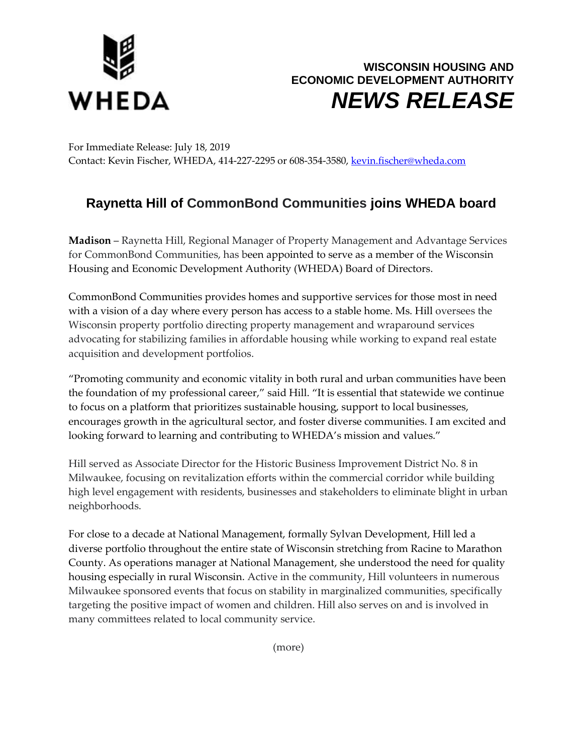WHEDA

**WISCONSIN HOUSING AND ECONOMIC DEVELOPMENT AUTHORITY**

***NEWS RELEASE***

For Immediate Release: July 18, 2019
Contact: Kevin Fischer, WHEDA, 414-227-2295 or 608-354-3580, kevin.fischer@wheda.com

# Raynetta Hill of CommonBond Communities joins WHEDA board

**Madison** – Raynetta Hill, Regional Manager of Property Management and Advantage Services for CommonBond Communities, has been appointed to serve as a member of the Wisconsin Housing and Economic Development Authority (WHEDA) Board of Directors.

CommonBond Communities provides homes and supportive services for those most in need with a vision of a day where every person has access to a stable home. Ms. Hill oversees the Wisconsin property portfolio directing property management and wraparound services advocating for stabilizing families in affordable housing while working to expand real estate acquisition and development portfolios.

"Promoting community and economic vitality in both rural and urban communities have been the foundation of my professional career," said Hill. "It is essential that statewide we continue to focus on a platform that prioritizes sustainable housing, support to local businesses, encourages growth in the agricultural sector, and foster diverse communities. I am excited and looking forward to learning and contributing to WHEDA's mission and values."

Hill served as Associate Director for the Historic Business Improvement District No. 8 in Milwaukee, focusing on revitalization efforts within the commercial corridor while building high level engagement with residents, businesses and stakeholders to eliminate blight in urban neighborhoods.

For close to a decade at National Management, formally Sylvan Development, Hill led a diverse portfolio throughout the entire state of Wisconsin stretching from Racine to Marathon County. As operations manager at National Management, she understood the need for quality housing especially in rural Wisconsin. Active in the community, Hill volunteers in numerous Milwaukee sponsored events that focus on stability in marginalized communities, specifically targeting the positive impact of women and children. Hill also serves on and is involved in many committees related to local community service.

(more)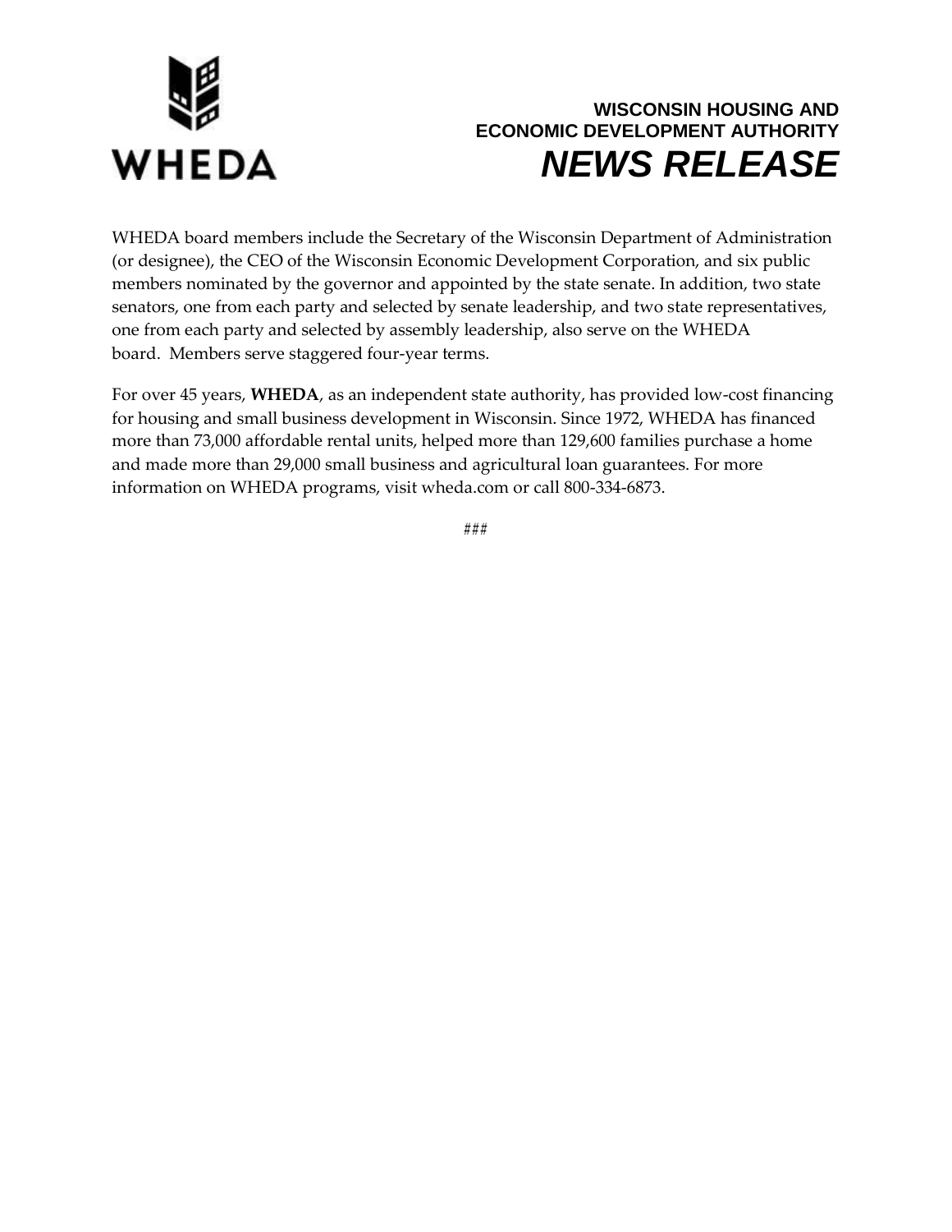**WISCONSIN HOUSING AND ECONOMIC DEVELOPMENT AUTHORITY**

***NEWS RELEASE***

WHEDA board members include the Secretary of the Wisconsin Department of Administration (or designee), the CEO of the Wisconsin Economic Development Corporation, and six public members nominated by the governor and appointed by the state senate. In addition, two state senators, one from each party and selected by senate leadership, and two state representatives, one from each party and selected by assembly leadership, also serve on the WHEDA board. Members serve staggered four-year terms.

For over 45 years, **WHEDA**, as an independent state authority, has provided low-cost financing for housing and small business development in Wisconsin. Since 1972, WHEDA has financed more than 73,000 affordable rental units, helped more than 129,600 families purchase a home and made more than 29,000 small business and agricultural loan guarantees. For more information on WHEDA programs, visit wheda.com or call 800-334-6873.

###